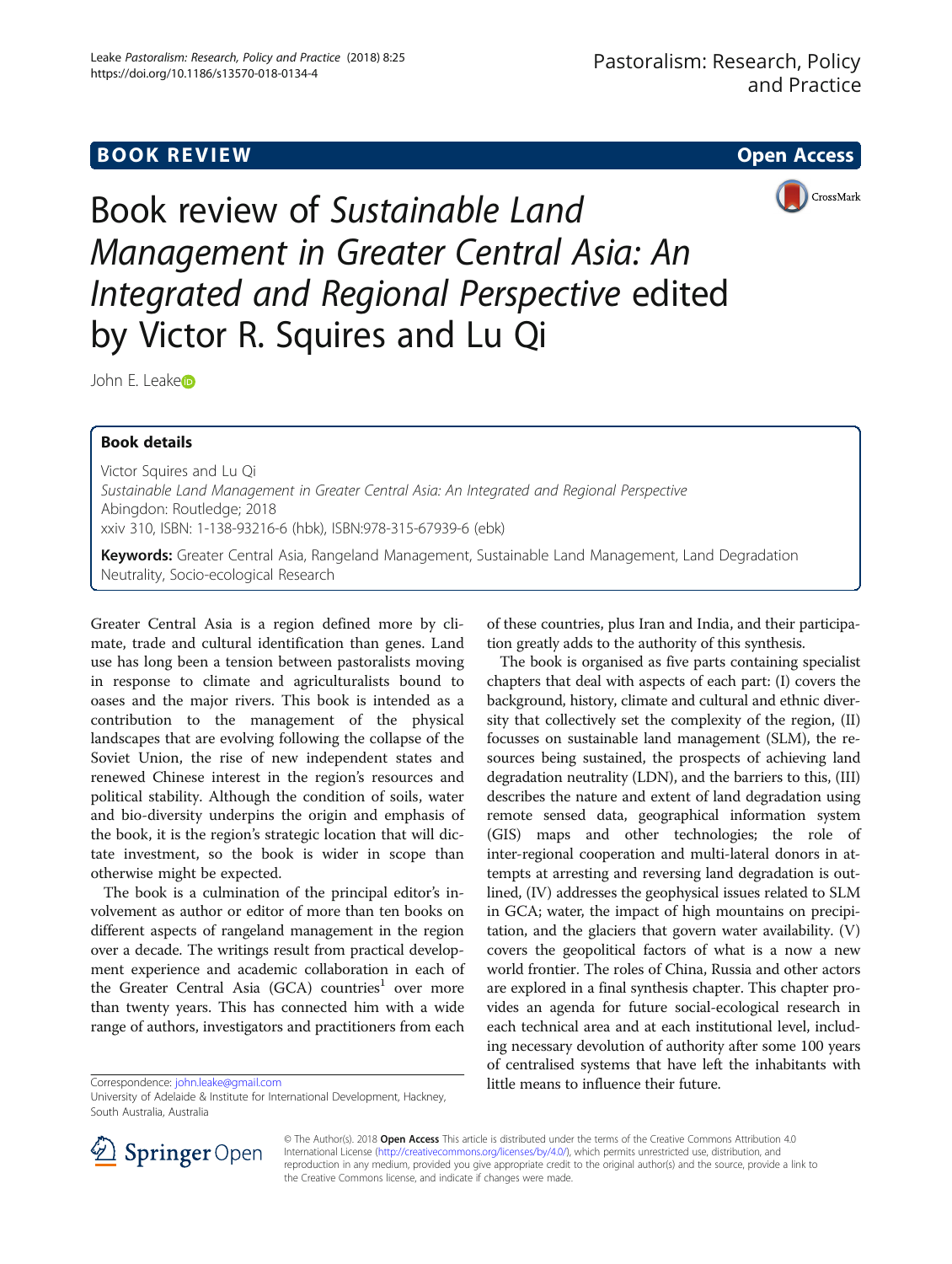**BOOK REVIEW** **Open Access**

# Book review of *Sustainable Land Management in Greater Central Asia: An Integrated and Regional Perspective* edited by Victor R. Squires and Lu Qi

John E. Leake

## Book details

Victor Squires and Lu Qi
*Sustainable Land Management in Greater Central Asia: An Integrated and Regional Perspective*
Abingdon: Routledge; 2018
xxiv 310, ISBN: 1-138-93216-6 (hbk), ISBN:978-315-67939-6 (ebk)

**Keywords:** Greater Central Asia, Rangeland Management, Sustainable Land Management, Land Degradation Neutrality, Socio-ecological Research

Greater Central Asia is a region defined more by climate, trade and cultural identification than genes. Land use has long been a tension between pastoralists moving in response to climate and agriculturalists bound to oases and the major rivers. This book is intended as a contribution to the management of the physical landscapes that are evolving following the collapse of the Soviet Union, the rise of new independent states and renewed Chinese interest in the region's resources and political stability. Although the condition of soils, water and bio-diversity underpins the origin and emphasis of the book, it is the region's strategic location that will dictate investment, so the book is wider in scope than otherwise might be expected.

The book is a culmination of the principal editor's involvement as author or editor of more than ten books on different aspects of rangeland management in the region over a decade. The writings result from practical development experience and academic collaboration in each of the Greater Central Asia (GCA) countries[1] over more than twenty years. This has connected him with a wide range of authors, investigators and practitioners from each of these countries, plus Iran and India, and their participation greatly adds to the authority of this synthesis.

The book is organised as five parts containing specialist chapters that deal with aspects of each part: (I) covers the background, history, climate and cultural and ethnic diversity that collectively set the complexity of the region, (II) focusses on sustainable land management (SLM), the resources being sustained, the prospects of achieving land degradation neutrality (LDN), and the barriers to this, (III) describes the nature and extent of land degradation using remote sensed data, geographical information system (GIS) maps and other technologies; the role of inter-regional cooperation and multi-lateral donors in attempts at arresting and reversing land degradation is outlined, (IV) addresses the geophysical issues related to SLM in GCA; water, the impact of high mountains on precipitation, and the glaciers that govern water availability. (V) covers the geopolitical factors of what is a now a new world frontier. The roles of China, Russia and other actors are explored in a final synthesis chapter. This chapter provides an agenda for future social-ecological research in each technical area and at each institutional level, including necessary devolution of authority after some 100 years of centralised systems that have left the inhabitants with little means to influence their future.

Correspondence: john.leake@gmail.com
University of Adelaide & Institute for International Development, Hackney, South Australia, Australia

© The Author(s). 2018 **Open Access** This article is distributed under the terms of the Creative Commons Attribution 4.0 International License (http://creativecommons.org/licenses/by/4.0/), which permits unrestricted use, distribution, and reproduction in any medium, provided you give appropriate credit to the original author(s) and the source, provide a link to the Creative Commons license, and indicate if changes were made.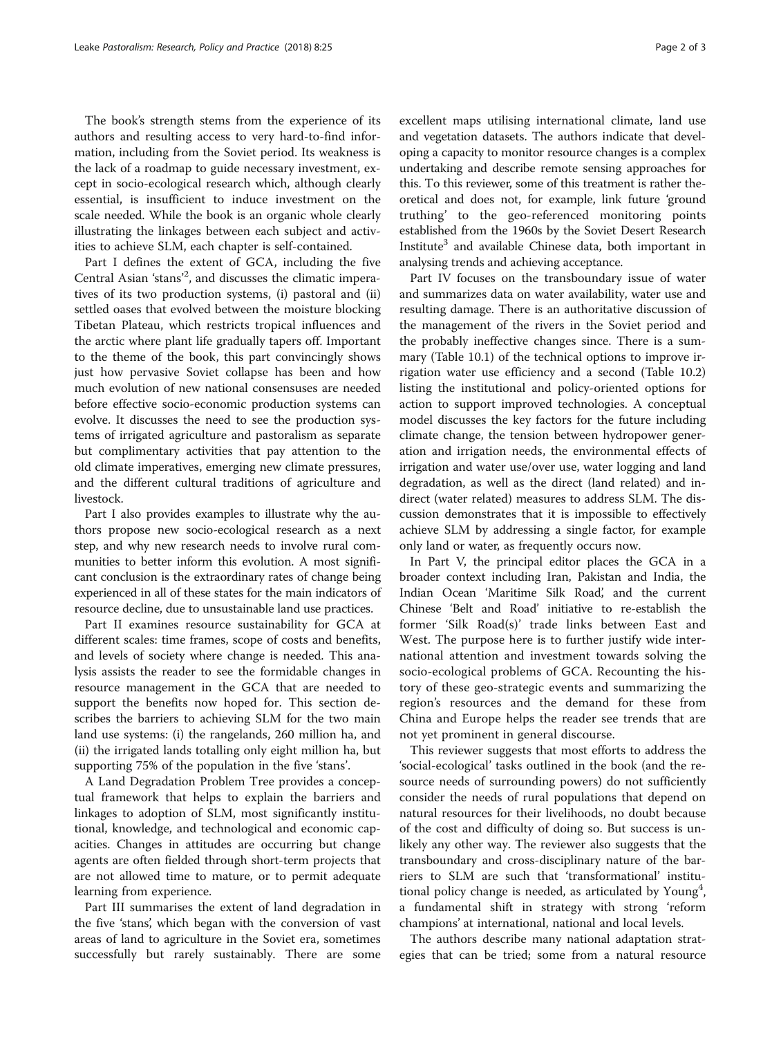The book's strength stems from the experience of its authors and resulting access to very hard-to-find information, including from the Soviet period. Its weakness is the lack of a roadmap to guide necessary investment, except in socio-ecological research which, although clearly essential, is insufficient to induce investment on the scale needed. While the book is an organic whole clearly illustrating the linkages between each subject and activities to achieve SLM, each chapter is self-contained.

Part I defines the extent of GCA, including the five Central Asian 'stans'[2], and discusses the climatic imperatives of its two production systems, (i) pastoral and (ii) settled oases that evolved between the moisture blocking Tibetan Plateau, which restricts tropical influences and the arctic where plant life gradually tapers off. Important to the theme of the book, this part convincingly shows just how pervasive Soviet collapse has been and how much evolution of new national consensuses are needed before effective socio-economic production systems can evolve. It discusses the need to see the production systems of irrigated agriculture and pastoralism as separate but complimentary activities that pay attention to the old climate imperatives, emerging new climate pressures, and the different cultural traditions of agriculture and livestock.

Part I also provides examples to illustrate why the authors propose new socio-ecological research as a next step, and why new research needs to involve rural communities to better inform this evolution. A most significant conclusion is the extraordinary rates of change being experienced in all of these states for the main indicators of resource decline, due to unsustainable land use practices.

Part II examines resource sustainability for GCA at different scales: time frames, scope of costs and benefits, and levels of society where change is needed. This analysis assists the reader to see the formidable changes in resource management in the GCA that are needed to support the benefits now hoped for. This section describes the barriers to achieving SLM for the two main land use systems: (i) the rangelands, 260 million ha, and (ii) the irrigated lands totalling only eight million ha, but supporting 75% of the population in the five 'stans'.

A Land Degradation Problem Tree provides a conceptual framework that helps to explain the barriers and linkages to adoption of SLM, most significantly institutional, knowledge, and technological and economic capacities. Changes in attitudes are occurring but change agents are often fielded through short-term projects that are not allowed time to mature, or to permit adequate learning from experience.

Part III summarises the extent of land degradation in the five 'stans', which began with the conversion of vast areas of land to agriculture in the Soviet era, sometimes successfully but rarely sustainably. There are some excellent maps utilising international climate, land use and vegetation datasets. The authors indicate that developing a capacity to monitor resource changes is a complex undertaking and describe remote sensing approaches for this. To this reviewer, some of this treatment is rather theoretical and does not, for example, link future 'ground truthing' to the geo-referenced monitoring points established from the 1960s by the Soviet Desert Research Institute[3] and available Chinese data, both important in analysing trends and achieving acceptance.

Part IV focuses on the transboundary issue of water and summarizes data on water availability, water use and resulting damage. There is an authoritative discussion of the management of the rivers in the Soviet period and the probably ineffective changes since. There is a summary (Table 10.1) of the technical options to improve irrigation water use efficiency and a second (Table 10.2) listing the institutional and policy-oriented options for action to support improved technologies. A conceptual model discusses the key factors for the future including climate change, the tension between hydropower generation and irrigation needs, the environmental effects of irrigation and water use/over use, water logging and land degradation, as well as the direct (land related) and indirect (water related) measures to address SLM. The discussion demonstrates that it is impossible to effectively achieve SLM by addressing a single factor, for example only land or water, as frequently occurs now.

In Part V, the principal editor places the GCA in a broader context including Iran, Pakistan and India, the Indian Ocean 'Maritime Silk Road', and the current Chinese 'Belt and Road' initiative to re-establish the former 'Silk Road(s)' trade links between East and West. The purpose here is to further justify wide international attention and investment towards solving the socio-ecological problems of GCA. Recounting the history of these geo-strategic events and summarizing the region's resources and the demand for these from China and Europe helps the reader see trends that are not yet prominent in general discourse.

This reviewer suggests that most efforts to address the 'social-ecological' tasks outlined in the book (and the resource needs of surrounding powers) do not sufficiently consider the needs of rural populations that depend on natural resources for their livelihoods, no doubt because of the cost and difficulty of doing so. But success is unlikely any other way. The reviewer also suggests that the transboundary and cross-disciplinary nature of the barriers to SLM are such that 'transformational' institutional policy change is needed, as articulated by Young[4], a fundamental shift in strategy with strong 'reform champions' at international, national and local levels.

The authors describe many national adaptation strategies that can be tried; some from a natural resource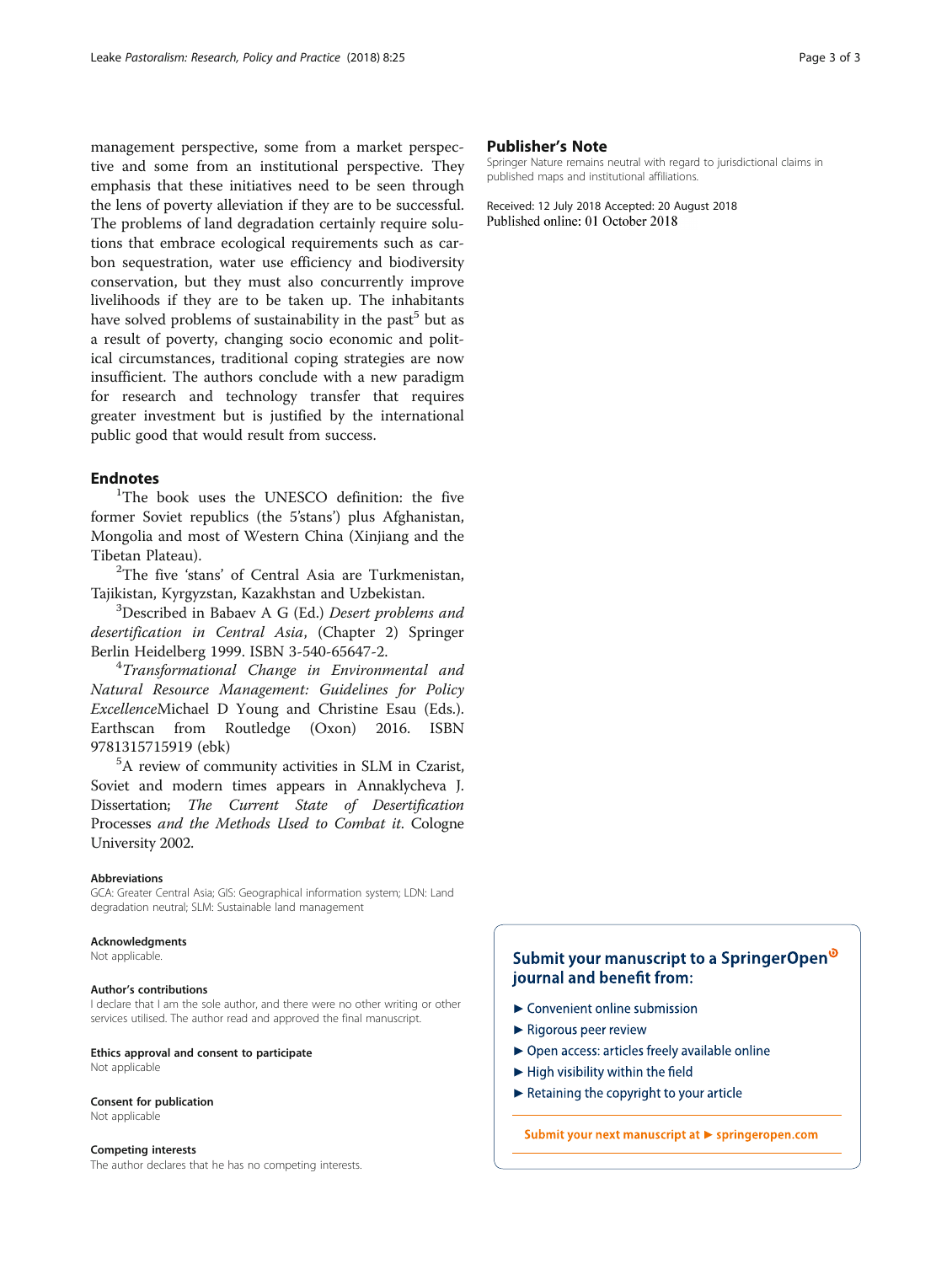management perspective, some from a market perspective and some from an institutional perspective. They emphasis that these initiatives need to be seen through the lens of poverty alleviation if they are to be successful. The problems of land degradation certainly require solutions that embrace ecological requirements such as carbon sequestration, water use efficiency and biodiversity conservation, but they must also concurrently improve livelihoods if they are to be taken up. The inhabitants have solved problems of sustainability in the past[5] but as a result of poverty, changing socio economic and political circumstances, traditional coping strategies are now insufficient. The authors conclude with a new paradigm for research and technology transfer that requires greater investment but is justified by the international public good that would result from success.

## Endnotes

[1]The book uses the UNESCO definition: the five former Soviet republics (the 5'stans') plus Afghanistan, Mongolia and most of Western China (Xinjiang and the Tibetan Plateau).

[2]The five 'stans' of Central Asia are Turkmenistan, Tajikistan, Kyrgyzstan, Kazakhstan and Uzbekistan.

[3]Described in Babaev A G (Ed.) *Desert problems and desertification in Central Asia*, (Chapter 2) Springer Berlin Heidelberg 1999. ISBN 3-540-65647-2.

[4]*Transformational Change in Environmental and Natural Resource Management: Guidelines for Policy Excellence*Michael D Young and Christine Esau (Eds.). Earthscan from Routledge (Oxon) 2016. ISBN 9781315715919 (ebk)

[5]A review of community activities in SLM in Czarist, Soviet and modern times appears in Annaklycheva J. Dissertation; *The Current State of Desertification* Processes *and the Methods Used to Combat it.* Cologne University 2002.

### Abbreviations

GCA: Greater Central Asia; GIS: Geographical information system; LDN: Land degradation neutral; SLM: Sustainable land management

### Acknowledgments

Not applicable.

### Author's contributions

I declare that I am the sole author, and there were no other writing or other services utilised. The author read and approved the final manuscript.

### Ethics approval and consent to participate

Not applicable

### Consent for publication

Not applicable

### Competing interests

The author declares that he has no competing interests.

## Publisher's Note

Springer Nature remains neutral with regard to jurisdictional claims in published maps and institutional affiliations.

Received: 12 July 2018 Accepted: 20 August 2018
Published online: 01 October 2018